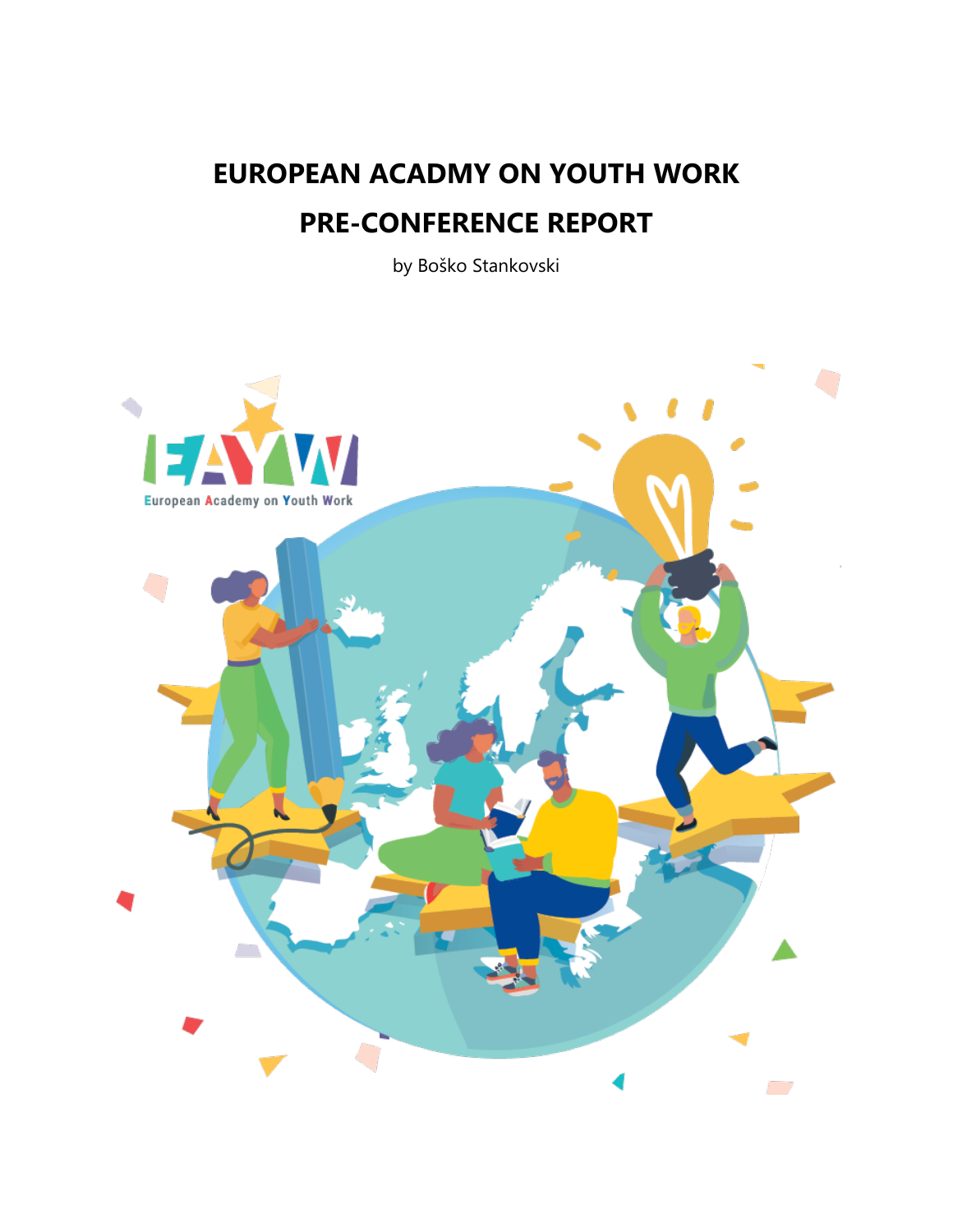# EUROPEAN ACADMY ON YOUTH WORK

# PRE-CONFERENCE REPORT

by Boško Stankovski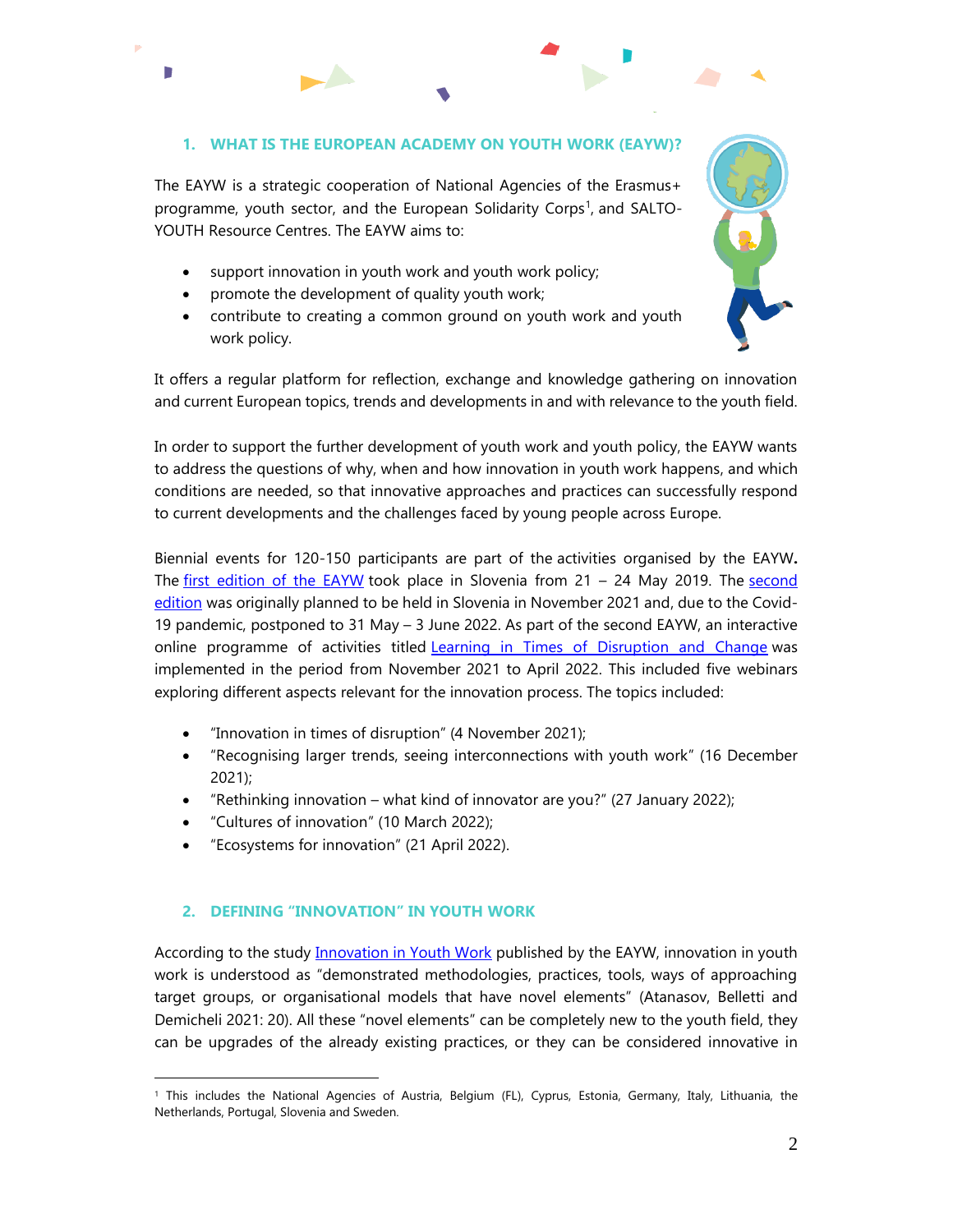## 1. WHAT IS THE EUROPEAN ACADEMY ON YOUTH WORK (EAYW)?

The EAYW is a strategic cooperation of National Agencies of the Erasmus+ programme, youth sector, and the European Solidarity Corps[1], and SALTO-YOUTH Resource Centres. The EAYW aims to:

- support innovation in youth work and youth work policy;
- promote the development of quality youth work;
- contribute to creating a common ground on youth work and youth work policy.

It offers a regular platform for reflection, exchange and knowledge gathering on innovation and current European topics, trends and developments in and with relevance to the youth field.

In order to support the further development of youth work and youth policy, the EAYW wants to address the questions of why, when and how innovation in youth work happens, and which conditions are needed, so that innovative approaches and practices can successfully respond to current developments and the challenges faced by young people across Europe.

Biennial events for 120-150 participants are part of the activities organised by the EAYW**.** The first edition of the EAYW took place in Slovenia from 21 – 24 May 2019. The second edition was originally planned to be held in Slovenia in November 2021 and, due to the Covid-19 pandemic, postponed to 31 May – 3 June 2022. As part of the second EAYW, an interactive online programme of activities titled Learning in Times of Disruption and Change was implemented in the period from November 2021 to April 2022. This included five webinars exploring different aspects relevant for the innovation process. The topics included:

- "Innovation in times of disruption" (4 November 2021);
- "Recognising larger trends, seeing interconnections with youth work" (16 December 2021);
- "Rethinking innovation – what kind of innovator are you?" (27 January 2022);
- "Cultures of innovation" (10 March 2022);
- "Ecosystems for innovation" (21 April 2022).

## 2. DEFINING "INNOVATION" IN YOUTH WORK

According to the study Innovation in Youth Work published by the EAYW, innovation in youth work is understood as "demonstrated methodologies, practices, tools, ways of approaching target groups, or organisational models that have novel elements" (Atanasov, Belletti and Demicheli 2021: 20). All these "novel elements" can be completely new to the youth field, they can be upgrades of the already existing practices, or they can be considered innovative in

[1] This includes the National Agencies of Austria, Belgium (FL), Cyprus, Estonia, Germany, Italy, Lithuania, the Netherlands, Portugal, Slovenia and Sweden.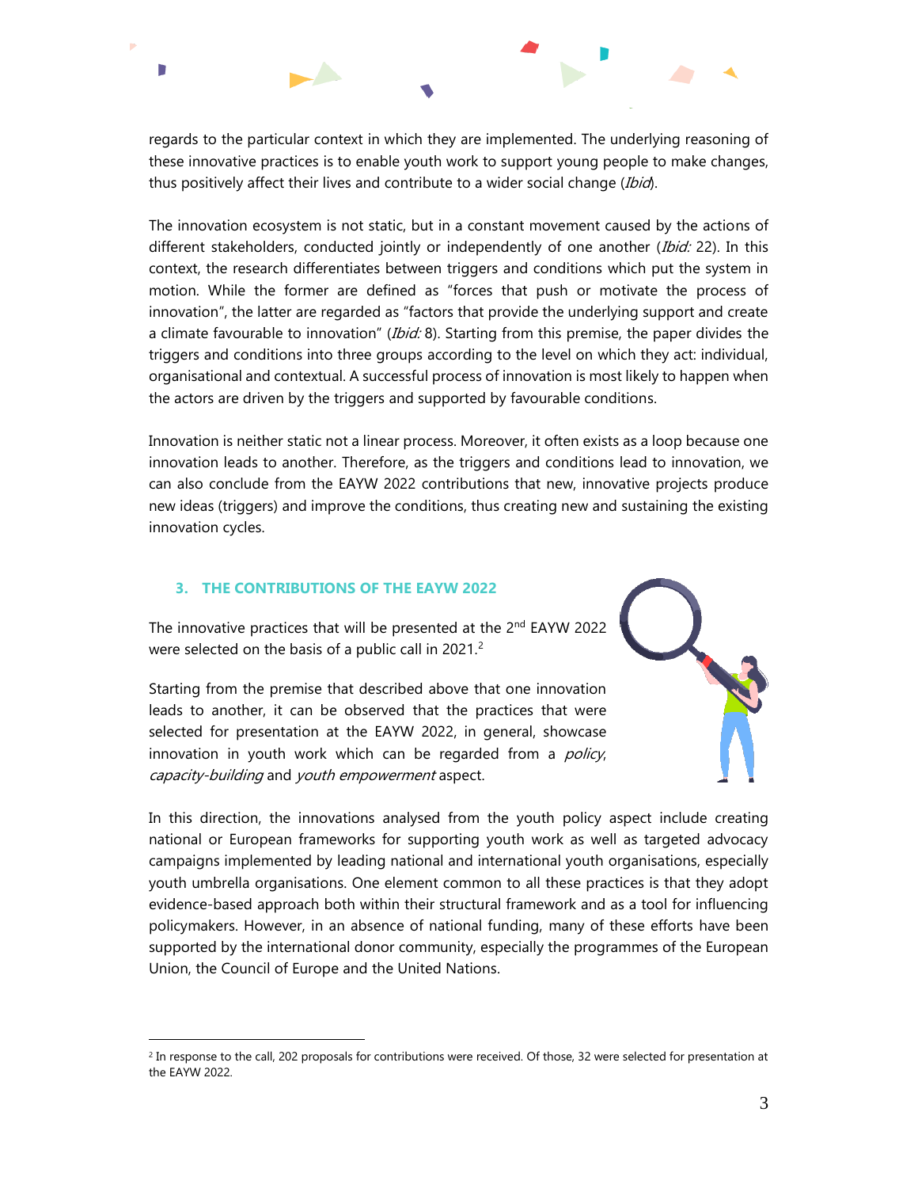regards to the particular context in which they are implemented. The underlying reasoning of these innovative practices is to enable youth work to support young people to make changes, thus positively affect their lives and contribute to a wider social change (*Ibid*).

The innovation ecosystem is not static, but in a constant movement caused by the actions of different stakeholders, conducted jointly or independently of one another (*Ibid:* 22). In this context, the research differentiates between triggers and conditions which put the system in motion. While the former are defined as "forces that push or motivate the process of innovation", the latter are regarded as "factors that provide the underlying support and create a climate favourable to innovation" (*Ibid:* 8). Starting from this premise, the paper divides the triggers and conditions into three groups according to the level on which they act: individual, organisational and contextual. A successful process of innovation is most likely to happen when the actors are driven by the triggers and supported by favourable conditions.

Innovation is neither static not a linear process. Moreover, it often exists as a loop because one innovation leads to another. Therefore, as the triggers and conditions lead to innovation, we can also conclude from the EAYW 2022 contributions that new, innovative projects produce new ideas (triggers) and improve the conditions, thus creating new and sustaining the existing innovation cycles.

## 3. THE CONTRIBUTIONS OF THE EAYW 2022

The innovative practices that will be presented at the 2nd EAYW 2022 were selected on the basis of a public call in 2021.[2]

Starting from the premise that described above that one innovation leads to another, it can be observed that the practices that were selected for presentation at the EAYW 2022, in general, showcase innovation in youth work which can be regarded from a *policy*, *capacity-building* and *youth empowerment* aspect.

In this direction, the innovations analysed from the youth policy aspect include creating national or European frameworks for supporting youth work as well as targeted advocacy campaigns implemented by leading national and international youth organisations, especially youth umbrella organisations. One element common to all these practices is that they adopt evidence-based approach both within their structural framework and as a tool for influencing policymakers. However, in an absence of national funding, many of these efforts have been supported by the international donor community, especially the programmes of the European Union, the Council of Europe and the United Nations.

[2] In response to the call, 202 proposals for contributions were received. Of those, 32 were selected for presentation at the EAYW 2022.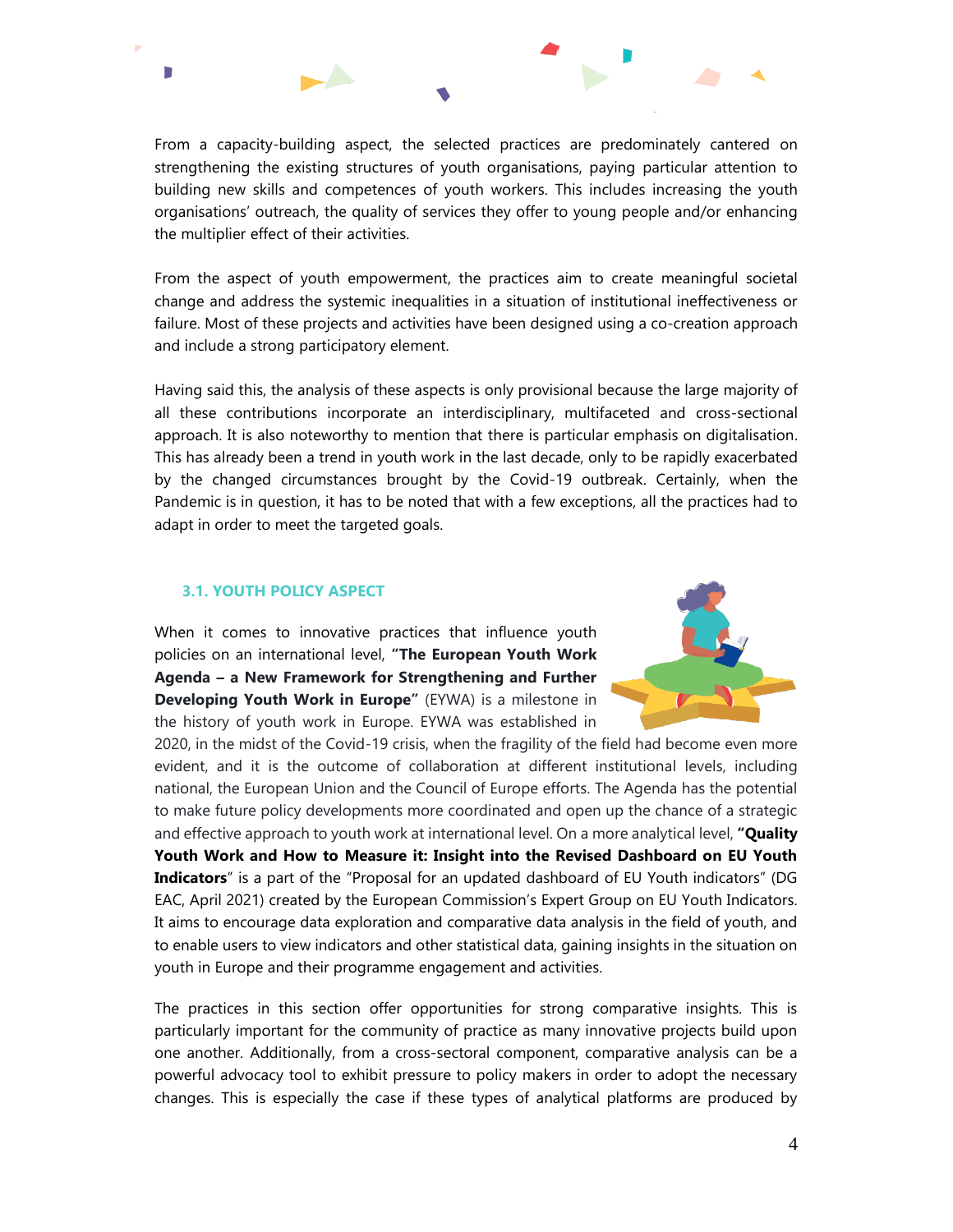From a capacity-building aspect, the selected practices are predominately cantered on strengthening the existing structures of youth organisations, paying particular attention to building new skills and competences of youth workers. This includes increasing the youth organisations' outreach, the quality of services they offer to young people and/or enhancing the multiplier effect of their activities.

From the aspect of youth empowerment, the practices aim to create meaningful societal change and address the systemic inequalities in a situation of institutional ineffectiveness or failure. Most of these projects and activities have been designed using a co-creation approach and include a strong participatory element.

Having said this, the analysis of these aspects is only provisional because the large majority of all these contributions incorporate an interdisciplinary, multifaceted and cross-sectional approach. It is also noteworthy to mention that there is particular emphasis on digitalisation. This has already been a trend in youth work in the last decade, only to be rapidly exacerbated by the changed circumstances brought by the Covid-19 outbreak. Certainly, when the Pandemic is in question, it has to be noted that with a few exceptions, all the practices had to adapt in order to meet the targeted goals.

### 3.1. YOUTH POLICY ASPECT

When it comes to innovative practices that influence youth policies on an international level, **"The European Youth Work Agenda – a New Framework for Strengthening and Further Developing Youth Work in Europe"** (EYWA) is a milestone in the history of youth work in Europe. EYWA was established in 2020, in the midst of the Covid-19 crisis, when the fragility of the field had become even more evident, and it is the outcome of collaboration at different institutional levels, including national, the European Union and the Council of Europe efforts. The Agenda has the potential to make future policy developments more coordinated and open up the chance of a strategic and effective approach to youth work at international level. On a more analytical level, **"Quality Youth Work and How to Measure it: Insight into the Revised Dashboard on EU Youth Indicators**" is a part of the "Proposal for an updated dashboard of EU Youth indicators" (DG EAC, April 2021) created by the European Commission's Expert Group on EU Youth Indicators. It aims to encourage data exploration and comparative data analysis in the field of youth, and to enable users to view indicators and other statistical data, gaining insights in the situation on youth in Europe and their programme engagement and activities.

The practices in this section offer opportunities for strong comparative insights. This is particularly important for the community of practice as many innovative projects build upon one another. Additionally, from a cross-sectoral component, comparative analysis can be a powerful advocacy tool to exhibit pressure to policy makers in order to adopt the necessary changes. This is especially the case if these types of analytical platforms are produced by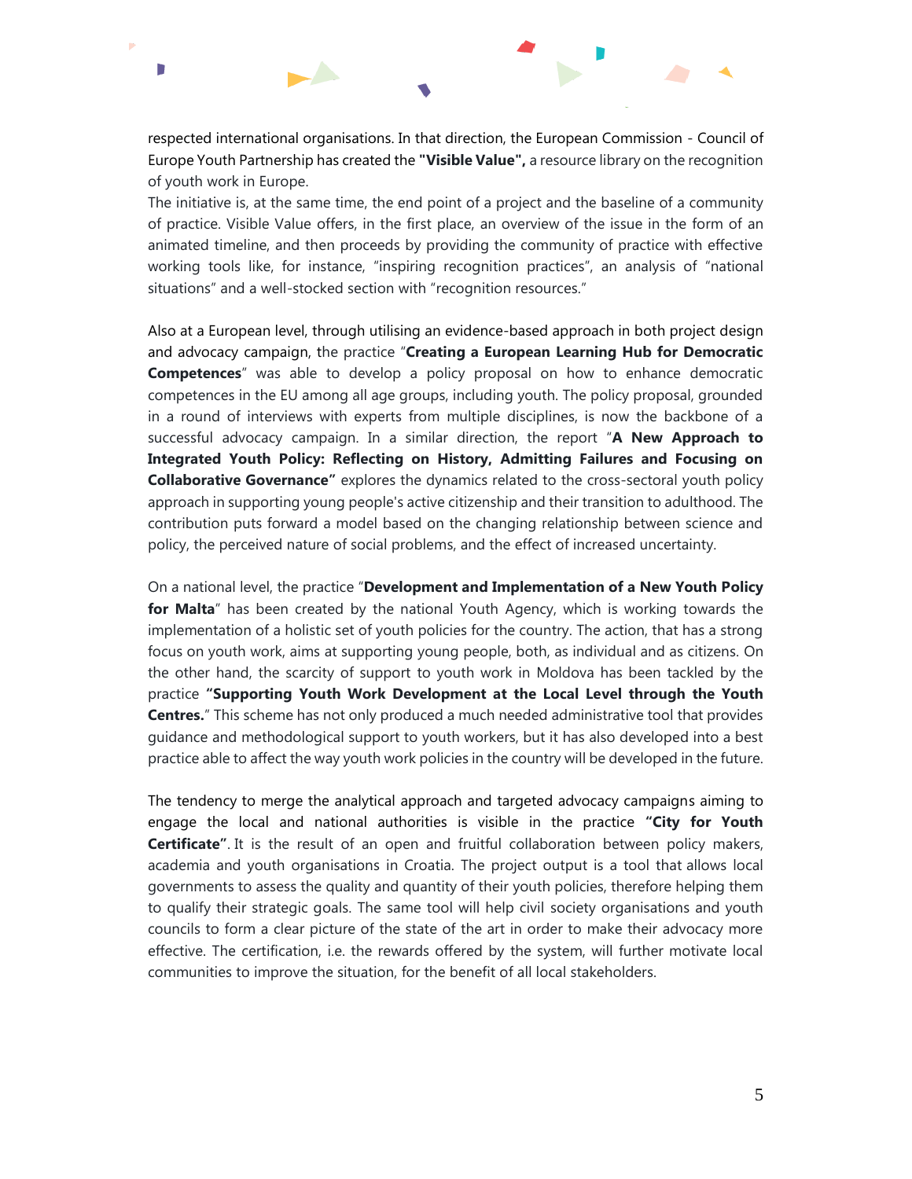respected international organisations. In that direction, the European Commission - Council of Europe Youth Partnership has created the **"Visible Value",** a resource library on the recognition of youth work in Europe.
The initiative is, at the same time, the end point of a project and the baseline of a community of practice. Visible Value offers, in the first place, an overview of the issue in the form of an animated timeline, and then proceeds by providing the community of practice with effective working tools like, for instance, "inspiring recognition practices", an analysis of "national situations" and a well-stocked section with "recognition resources."

Also at a European level, through utilising an evidence-based approach in both project design and advocacy campaign, the practice "**Creating a European Learning Hub for Democratic Competences**" was able to develop a policy proposal on how to enhance democratic competences in the EU among all age groups, including youth. The policy proposal, grounded in a round of interviews with experts from multiple disciplines, is now the backbone of a successful advocacy campaign. In a similar direction, the report "**A New Approach to Integrated Youth Policy: Reflecting on History, Admitting Failures and Focusing on Collaborative Governance"** explores the dynamics related to the cross-sectoral youth policy approach in supporting young people's active citizenship and their transition to adulthood. The contribution puts forward a model based on the changing relationship between science and policy, the perceived nature of social problems, and the effect of increased uncertainty.

On a national level, the practice "**Development and Implementation of a New Youth Policy for Malta**" has been created by the national Youth Agency, which is working towards the implementation of a holistic set of youth policies for the country. The action, that has a strong focus on youth work, aims at supporting young people, both, as individual and as citizens. On the other hand, the scarcity of support to youth work in Moldova has been tackled by the practice **"Supporting Youth Work Development at the Local Level through the Youth Centres.**" This scheme has not only produced a much needed administrative tool that provides guidance and methodological support to youth workers, but it has also developed into a best practice able to affect the way youth work policies in the country will be developed in the future.

The tendency to merge the analytical approach and targeted advocacy campaigns aiming to engage the local and national authorities is visible in the practice **"City for Youth Certificate"**. It is the result of an open and fruitful collaboration between policy makers, academia and youth organisations in Croatia. The project output is a tool that allows local governments to assess the quality and quantity of their youth policies, therefore helping them to qualify their strategic goals. The same tool will help civil society organisations and youth councils to form a clear picture of the state of the art in order to make their advocacy more effective. The certification, i.e. the rewards offered by the system, will further motivate local communities to improve the situation, for the benefit of all local stakeholders.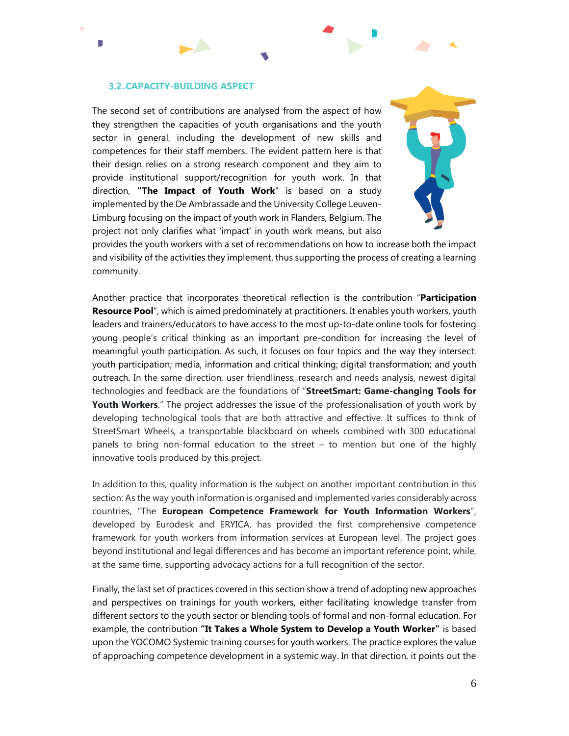### 3.2. CAPACITY-BUILDING ASPECT

The second set of contributions are analysed from the aspect of how they strengthen the capacities of youth organisations and the youth sector in general, including the development of new skills and competences for their staff members. The evident pattern here is that their design relies on a strong research component and they aim to provide institutional support/recognition for youth work. In that direction, **"The Impact of Youth Work**" is based on a study implemented by the De Ambrassade and the University College Leuven-Limburg focusing on the impact of youth work in Flanders, Belgium. The project not only clarifies what 'impact' in youth work means, but also provides the youth workers with a set of recommendations on how to increase both the impact and visibility of the activities they implement, thus supporting the process of creating a learning community.

Another practice that incorporates theoretical reflection is the contribution "**Participation Resource Pool**", which is aimed predominately at practitioners. It enables youth workers, youth leaders and trainers/educators to have access to the most up-to-date online tools for fostering young people's critical thinking as an important pre-condition for increasing the level of meaningful youth participation. As such, it focuses on four topics and the way they intersect: youth participation; media, information and critical thinking; digital transformation; and youth outreach. In the same direction, user friendliness, research and needs analysis, newest digital technologies and feedback are the foundations of "**StreetSmart: Game-changing Tools for Youth Workers**." The project addresses the issue of the professionalisation of youth work by developing technological tools that are both attractive and effective. It suffices to think of StreetSmart Wheels, a transportable blackboard on wheels combined with 300 educational panels to bring non-formal education to the street – to mention but one of the highly innovative tools produced by this project.

In addition to this, quality information is the subject on another important contribution in this section: As the way youth information is organised and implemented varies considerably across countries, "The **European Competence Framework for Youth Information Workers**", developed by Eurodesk and ERYICA, has provided the first comprehensive competence framework for youth workers from information services at European level. The project goes beyond institutional and legal differences and has become an important reference point, while, at the same time, supporting advocacy actions for a full recognition of the sector.

Finally, the last set of practices covered in this section show a trend of adopting new approaches and perspectives on trainings for youth workers, either facilitating knowledge transfer from different sectors to the youth sector or blending tools of formal and non-formal education. For example, the contribution **"It Takes a Whole System to Develop a Youth Worker"** is based upon the YOCOMO Systemic training courses for youth workers. The practice explores the value of approaching competence development in a systemic way. In that direction, it points out the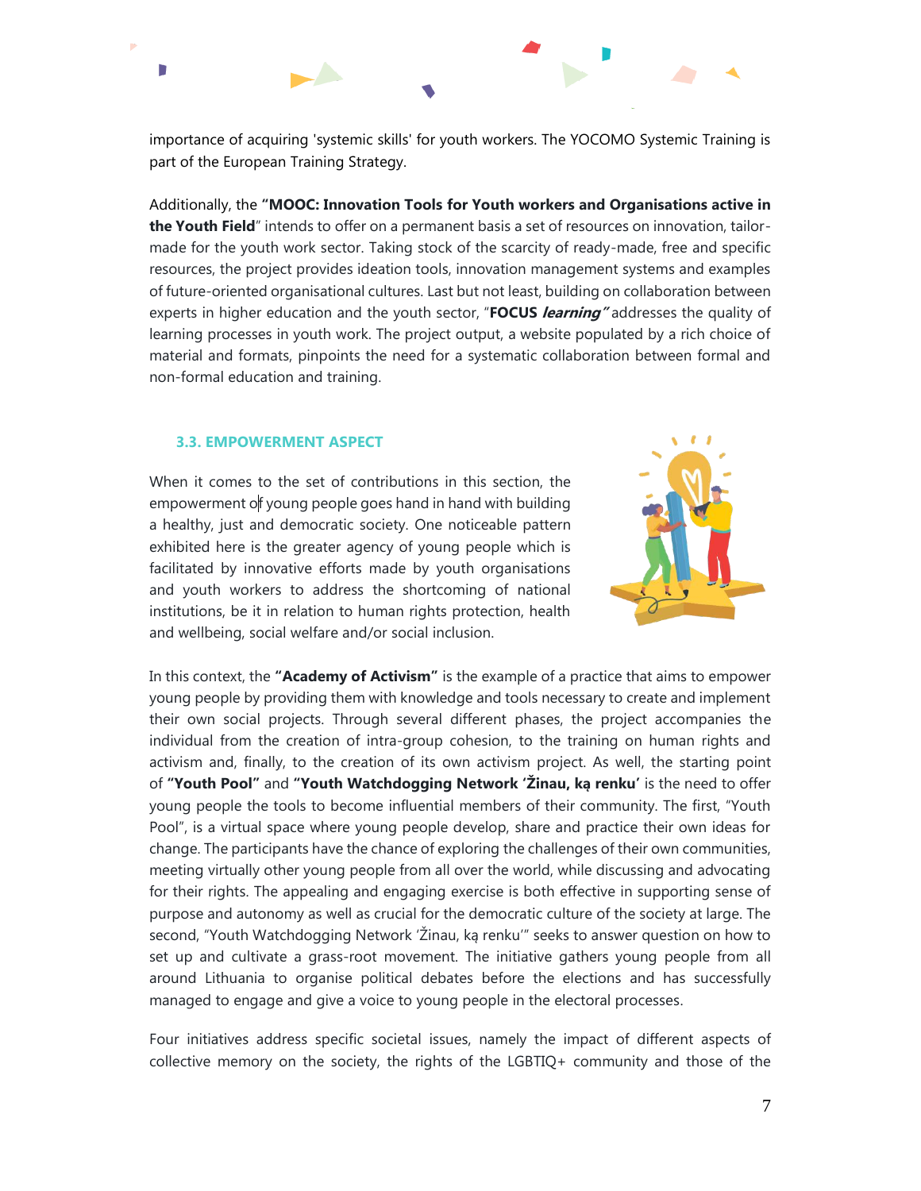importance of acquiring 'systemic skills' for youth workers. The YOCOMO Systemic Training is part of the European Training Strategy.

Additionally, the **"MOOC: Innovation Tools for Youth workers and Organisations active in the Youth Field**" intends to offer on a permanent basis a set of resources on innovation, tailor-made for the youth work sector. Taking stock of the scarcity of ready-made, free and specific resources, the project provides ideation tools, innovation management systems and examples of future-oriented organisational cultures. Last but not least, building on collaboration between experts in higher education and the youth sector, "**FOCUS *learning*"** addresses the quality of learning processes in youth work. The project output, a website populated by a rich choice of material and formats, pinpoints the need for a systematic collaboration between formal and non-formal education and training.

### 3.3. EMPOWERMENT ASPECT

When it comes to the set of contributions in this section, the empowerment of young people goes hand in hand with building a healthy, just and democratic society. One noticeable pattern exhibited here is the greater agency of young people which is facilitated by innovative efforts made by youth organisations and youth workers to address the shortcoming of national institutions, be it in relation to human rights protection, health and wellbeing, social welfare and/or social inclusion.

In this context, the **"Academy of Activism"** is the example of a practice that aims to empower young people by providing them with knowledge and tools necessary to create and implement their own social projects. Through several different phases, the project accompanies the individual from the creation of intra-group cohesion, to the training on human rights and activism and, finally, to the creation of its own activism project. As well, the starting point of **"Youth Pool"** and **"Youth Watchdogging Network** '**Žinau, ką renku'** is the need to offer young people the tools to become influential members of their community. The first, "Youth Pool", is a virtual space where young people develop, share and practice their own ideas for change. The participants have the chance of exploring the challenges of their own communities, meeting virtually other young people from all over the world, while discussing and advocating for their rights. The appealing and engaging exercise is both effective in supporting sense of purpose and autonomy as well as crucial for the democratic culture of the society at large. The second, "Youth Watchdogging Network 'Žinau, ką renku'" seeks to answer question on how to set up and cultivate a grass-root movement. The initiative gathers young people from all around Lithuania to organise political debates before the elections and has successfully managed to engage and give a voice to young people in the electoral processes.

Four initiatives address specific societal issues, namely the impact of different aspects of collective memory on the society, the rights of the LGBTIQ+ community and those of the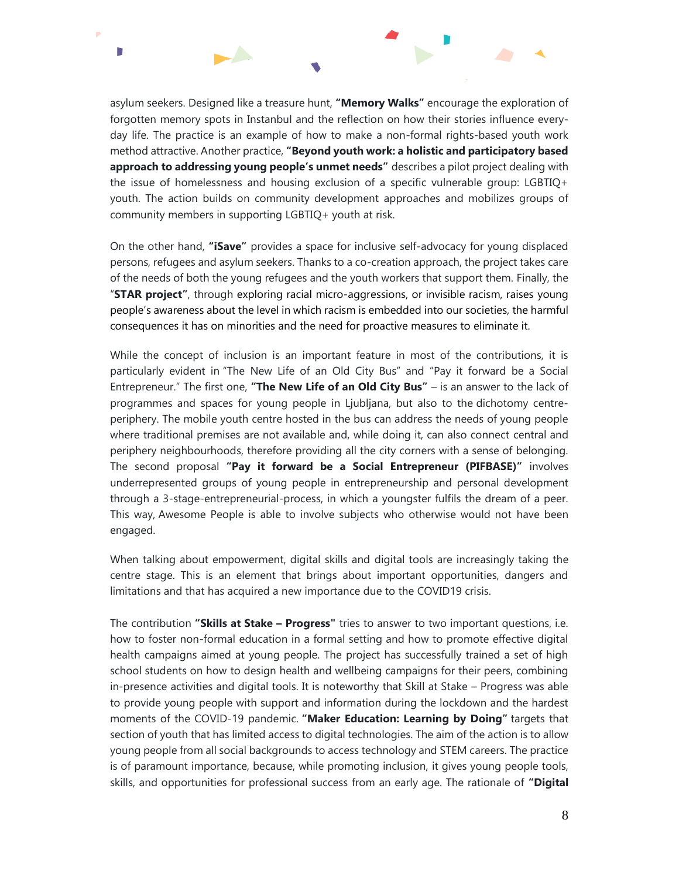asylum seekers. Designed like a treasure hunt, **"Memory Walks"** encourage the exploration of forgotten memory spots in Instanbul and the reflection on how their stories influence every-day life. The practice is an example of how to make a non-formal rights-based youth work method attractive. Another practice, **"Beyond youth work: a holistic and participatory based approach to addressing young people's unmet needs"** describes a pilot project dealing with the issue of homelessness and housing exclusion of a specific vulnerable group: LGBTIQ+ youth. The action builds on community development approaches and mobilizes groups of community members in supporting LGBTIQ+ youth at risk.

On the other hand, **"iSave"** provides a space for inclusive self-advocacy for young displaced persons, refugees and asylum seekers. Thanks to a co-creation approach, the project takes care of the needs of both the young refugees and the youth workers that support them. Finally, the "**STAR project"**, through exploring racial micro-aggressions, or invisible racism, raises young people's awareness about the level in which racism is embedded into our societies, the harmful consequences it has on minorities and the need for proactive measures to eliminate it.

While the concept of inclusion is an important feature in most of the contributions, it is particularly evident in "The New Life of an Old City Bus" and "Pay it forward be a Social Entrepreneur." The first one, **"The New Life of an Old City Bus"** – is an answer to the lack of programmes and spaces for young people in Ljubljana, but also to the dichotomy centre-periphery. The mobile youth centre hosted in the bus can address the needs of young people where traditional premises are not available and, while doing it, can also connect central and periphery neighbourhoods, therefore providing all the city corners with a sense of belonging. The second proposal **"Pay it forward be a Social Entrepreneur (PIFBASE)"** involves underrepresented groups of young people in entrepreneurship and personal development through a 3-stage-entrepreneurial-process, in which a youngster fulfils the dream of a peer. This way, Awesome People is able to involve subjects who otherwise would not have been engaged.

When talking about empowerment, digital skills and digital tools are increasingly taking the centre stage. This is an element that brings about important opportunities, dangers and limitations and that has acquired a new importance due to the COVID19 crisis.

The contribution **"Skills at Stake – Progress"** tries to answer to two important questions, i.e. how to foster non-formal education in a formal setting and how to promote effective digital health campaigns aimed at young people. The project has successfully trained a set of high school students on how to design health and wellbeing campaigns for their peers, combining in-presence activities and digital tools. It is noteworthy that Skill at Stake – Progress was able to provide young people with support and information during the lockdown and the hardest moments of the COVID-19 pandemic. **"Maker Education: Learning by Doing"** targets that section of youth that has limited access to digital technologies. The aim of the action is to allow young people from all social backgrounds to access technology and STEM careers. The practice is of paramount importance, because, while promoting inclusion, it gives young people tools, skills, and opportunities for professional success from an early age. The rationale of **"Digital**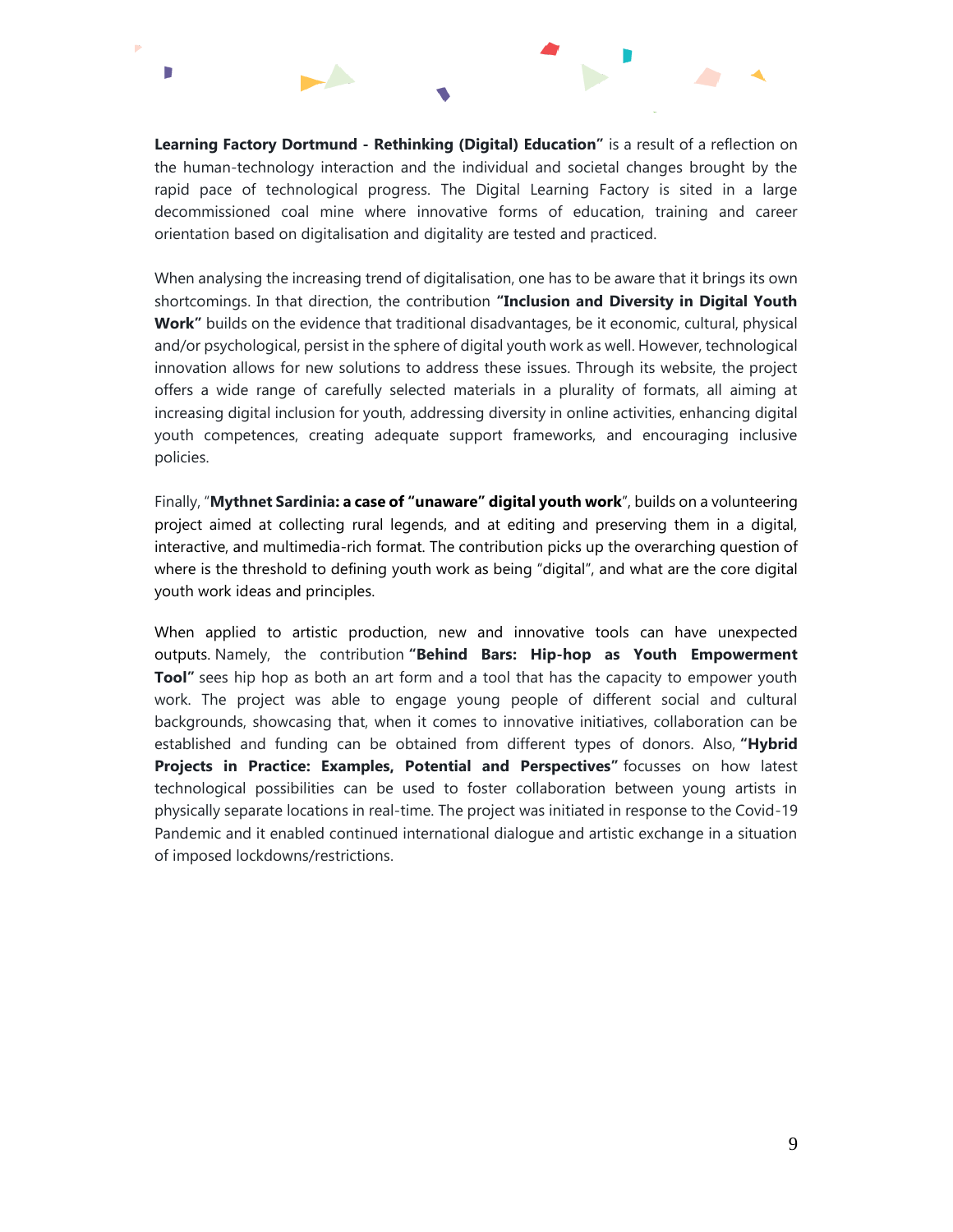**Learning Factory Dortmund - Rethinking (Digital) Education"** is a result of a reflection on the human-technology interaction and the individual and societal changes brought by the rapid pace of technological progress. The Digital Learning Factory is sited in a large decommissioned coal mine where innovative forms of education, training and career orientation based on digitalisation and digitality are tested and practiced.

When analysing the increasing trend of digitalisation, one has to be aware that it brings its own shortcomings. In that direction, the contribution **"Inclusion and Diversity in Digital Youth Work"** builds on the evidence that traditional disadvantages, be it economic, cultural, physical and/or psychological, persist in the sphere of digital youth work as well. However, technological innovation allows for new solutions to address these issues. Through its website, the project offers a wide range of carefully selected materials in a plurality of formats, all aiming at increasing digital inclusion for youth, addressing diversity in online activities, enhancing digital youth competences, creating adequate support frameworks, and encouraging inclusive policies.

Finally, "**Mythnet Sardinia: a case of "unaware" digital youth work**", builds on a volunteering project aimed at collecting rural legends, and at editing and preserving them in a digital, interactive, and multimedia-rich format. The contribution picks up the overarching question of where is the threshold to defining youth work as being "digital", and what are the core digital youth work ideas and principles.

When applied to artistic production, new and innovative tools can have unexpected outputs. Namely, the contribution **"Behind Bars: Hip-hop as Youth Empowerment Tool"** sees hip hop as both an art form and a tool that has the capacity to empower youth work. The project was able to engage young people of different social and cultural backgrounds, showcasing that, when it comes to innovative initiatives, collaboration can be established and funding can be obtained from different types of donors. Also, **"Hybrid Projects in Practice: Examples, Potential and Perspectives"** focusses on how latest technological possibilities can be used to foster collaboration between young artists in physically separate locations in real-time. The project was initiated in response to the Covid-19 Pandemic and it enabled continued international dialogue and artistic exchange in a situation of imposed lockdowns/restrictions.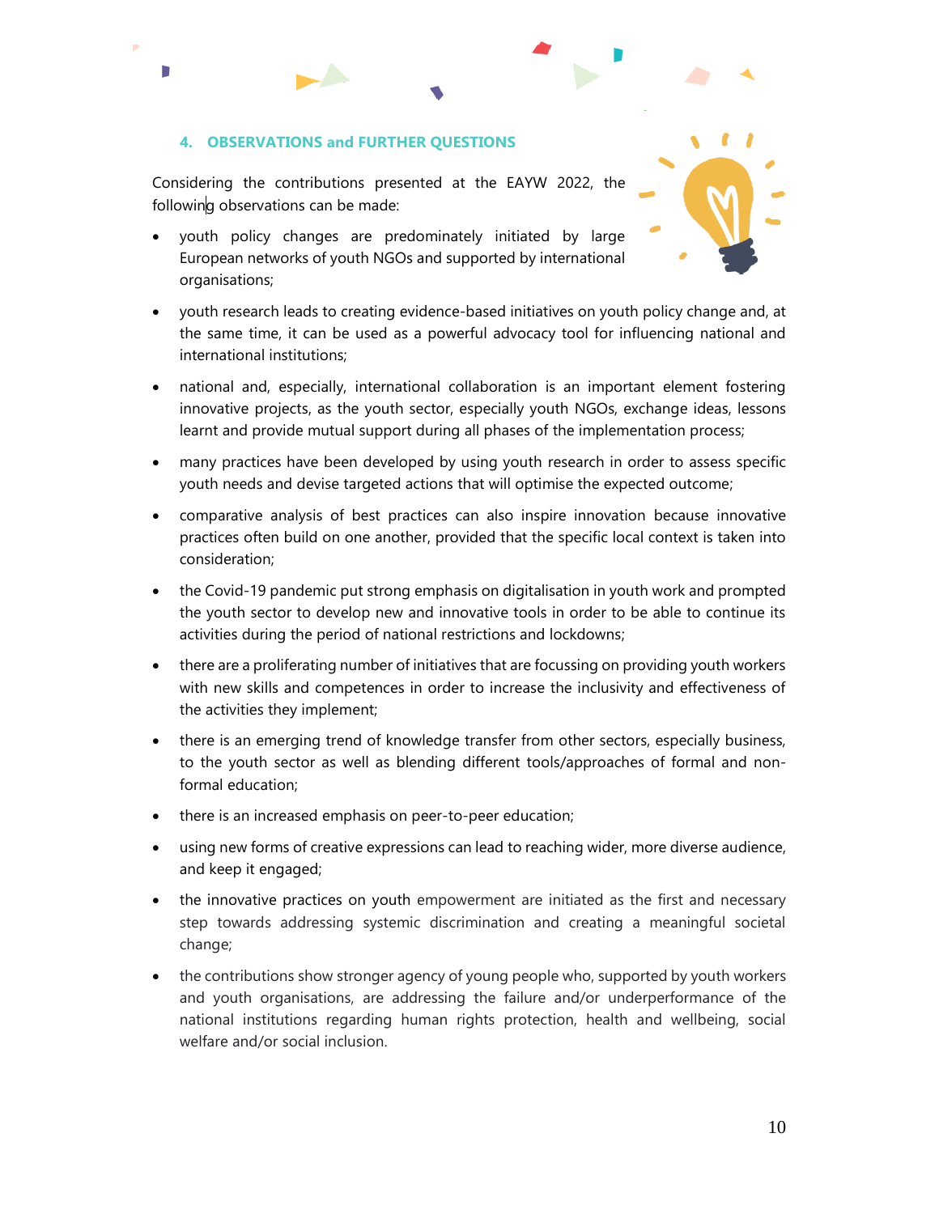### 4. OBSERVATIONS and FURTHER QUESTIONS

Considering the contributions presented at the EAYW 2022, the following observations can be made:

- youth policy changes are predominately initiated by large European networks of youth NGOs and supported by international organisations;
- youth research leads to creating evidence-based initiatives on youth policy change and, at the same time, it can be used as a powerful advocacy tool for influencing national and international institutions;
- national and, especially, international collaboration is an important element fostering innovative projects, as the youth sector, especially youth NGOs, exchange ideas, lessons learnt and provide mutual support during all phases of the implementation process;
- many practices have been developed by using youth research in order to assess specific youth needs and devise targeted actions that will optimise the expected outcome;
- comparative analysis of best practices can also inspire innovation because innovative practices often build on one another, provided that the specific local context is taken into consideration;
- the Covid-19 pandemic put strong emphasis on digitalisation in youth work and prompted the youth sector to develop new and innovative tools in order to be able to continue its activities during the period of national restrictions and lockdowns;
- there are a proliferating number of initiatives that are focussing on providing youth workers with new skills and competences in order to increase the inclusivity and effectiveness of the activities they implement;
- there is an emerging trend of knowledge transfer from other sectors, especially business, to the youth sector as well as blending different tools/approaches of formal and non-formal education;
- there is an increased emphasis on peer-to-peer education;
- using new forms of creative expressions can lead to reaching wider, more diverse audience, and keep it engaged;
- the innovative practices on youth empowerment are initiated as the first and necessary step towards addressing systemic discrimination and creating a meaningful societal change;
- the contributions show stronger agency of young people who, supported by youth workers and youth organisations, are addressing the failure and/or underperformance of the national institutions regarding human rights protection, health and wellbeing, social welfare and/or social inclusion.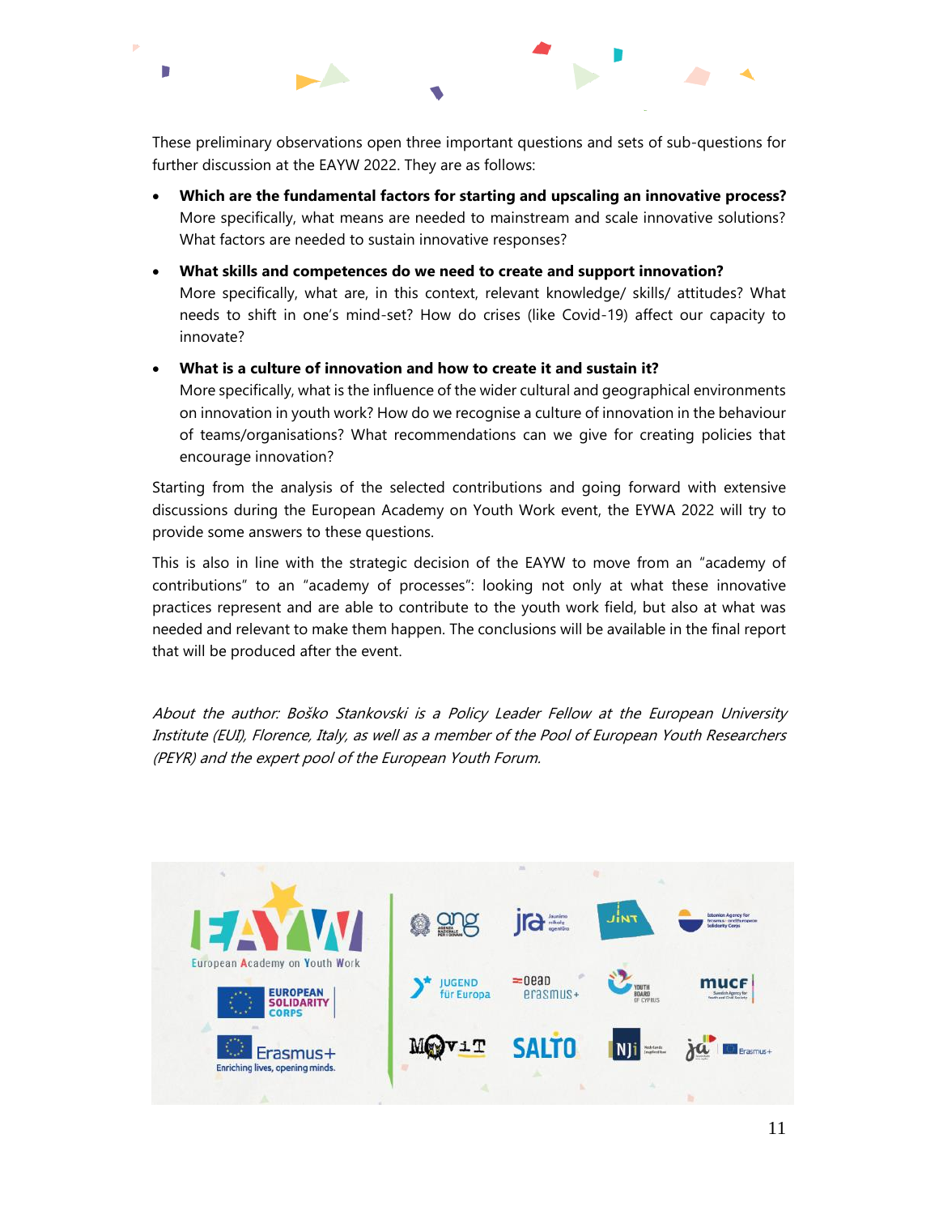These preliminary observations open three important questions and sets of sub-questions for further discussion at the EAYW 2022. They are as follows:

- **Which are the fundamental factors for starting and upscaling an innovative process?** More specifically, what means are needed to mainstream and scale innovative solutions? What factors are needed to sustain innovative responses?
- **What skills and competences do we need to create and support innovation?** More specifically, what are, in this context, relevant knowledge/ skills/ attitudes? What needs to shift in one's mind-set? How do crises (like Covid-19) affect our capacity to innovate?
- **What is a culture of innovation and how to create it and sustain it?** More specifically, what is the influence of the wider cultural and geographical environments on innovation in youth work? How do we recognise a culture of innovation in the behaviour of teams/organisations? What recommendations can we give for creating policies that encourage innovation?

Starting from the analysis of the selected contributions and going forward with extensive discussions during the European Academy on Youth Work event, the EYWA 2022 will try to provide some answers to these questions.

This is also in line with the strategic decision of the EAYW to move from an "academy of contributions" to an "academy of processes": looking not only at what these innovative practices represent and are able to contribute to the youth work field, but also at what was needed and relevant to make them happen. The conclusions will be available in the final report that will be produced after the event.

*About the author: Boško Stankovski is a Policy Leader Fellow at the European University Institute (EUI), Florence, Italy, as well as a member of the Pool of European Youth Researchers (PEYR) and the expert pool of the European Youth Forum.*